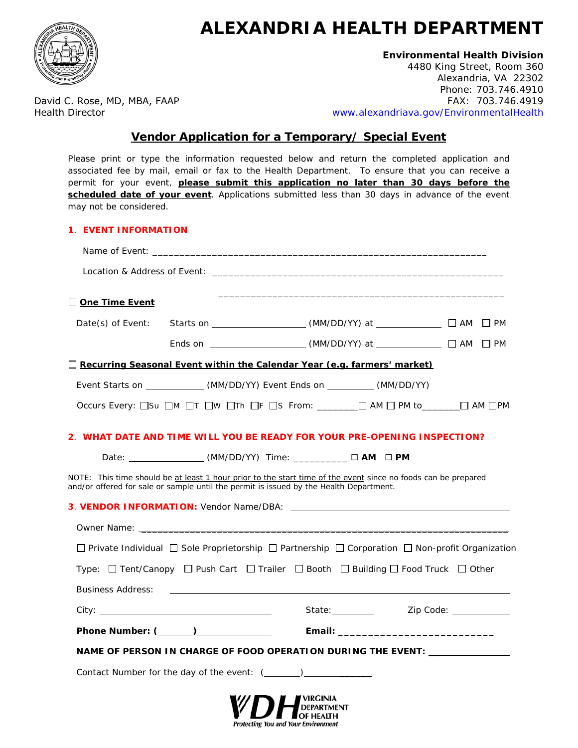# ALEXANDRIA HEALTH DEPARTMENT

**Environmental Health Division**
4480 King Street, Room 360
Alexandria, VA 22302
Phone: 703.746.4910
FAX: 703.746.4919
www.alexandriava.gov/EnvironmentalHealth

David C. Rose, MD, MBA, FAAP
Health Director

## Vendor Application for a Temporary/ Special Event

Please print or type the information requested below and return the completed application and associated fee by mail, email or fax to the Health Department. To ensure that you can receive a permit for your event, **please submit this application no later than 30 days before the scheduled date of your event**. Applications submitted less than 30 days in advance of the event may not be considered.

### 1. EVENT INFORMATION

Name of Event: ______________________________________________________________

Location & Address of Event: ____________________________________________________

____________________________________________________

☐ **One Time Event**

Date(s) of Event: Starts on ________________ (MM/DD/YY) at ____________ ☐ AM ☐ PM

Ends on ________________ (MM/DD/YY) at ____________ ☐ AM ☐ PM

☐ **Recurring Seasonal Event within the Calendar Year (e.g. farmers' market)**

Event Starts on ___________ (MM/DD/YY) Event Ends on _________ (MM/DD/YY)

Occurs Every: ☐Su ☐M ☐T ☐W ☐Th ☐F ☐S From: ________☐ AM ☐ PM to________☐ AM ☐PM

### 2. WHAT DATE AND TIME WILL YOU BE READY FOR YOUR PRE-OPENING INSPECTION?

Date: ______________ (MM/DD/YY) Time: __________ ☐ **AM** ☐ **PM**

NOTE: This time should be at least 1 hour prior to the start time of the event since no foods can be prepared and/or offered for sale or sample until the permit is issued by the Health Department.

### 3. VENDOR INFORMATION: Vendor Name/DBA: ________________________________________

Owner Name: ________________________________________________________________________

☐ Private Individual ☐ Sole Proprietorship ☐ Partnership ☐ Corporation ☐ Non-profit Organization

Type: ☐ Tent/Canopy ☐ Push Cart ☐ Trailer ☐ Booth ☐ Building ☐ Food Truck ☐ Other

Business Address: ____________________________________________________________

City: ________________________________ State: ________ Zip Code: ___________

**Phone Number: (_______)** _______________ **Email:** ___________________________

**NAME OF PERSON IN CHARGE OF FOOD OPERATION DURING THE EVENT:** _______________

Contact Number for the day of the event: (_______)______________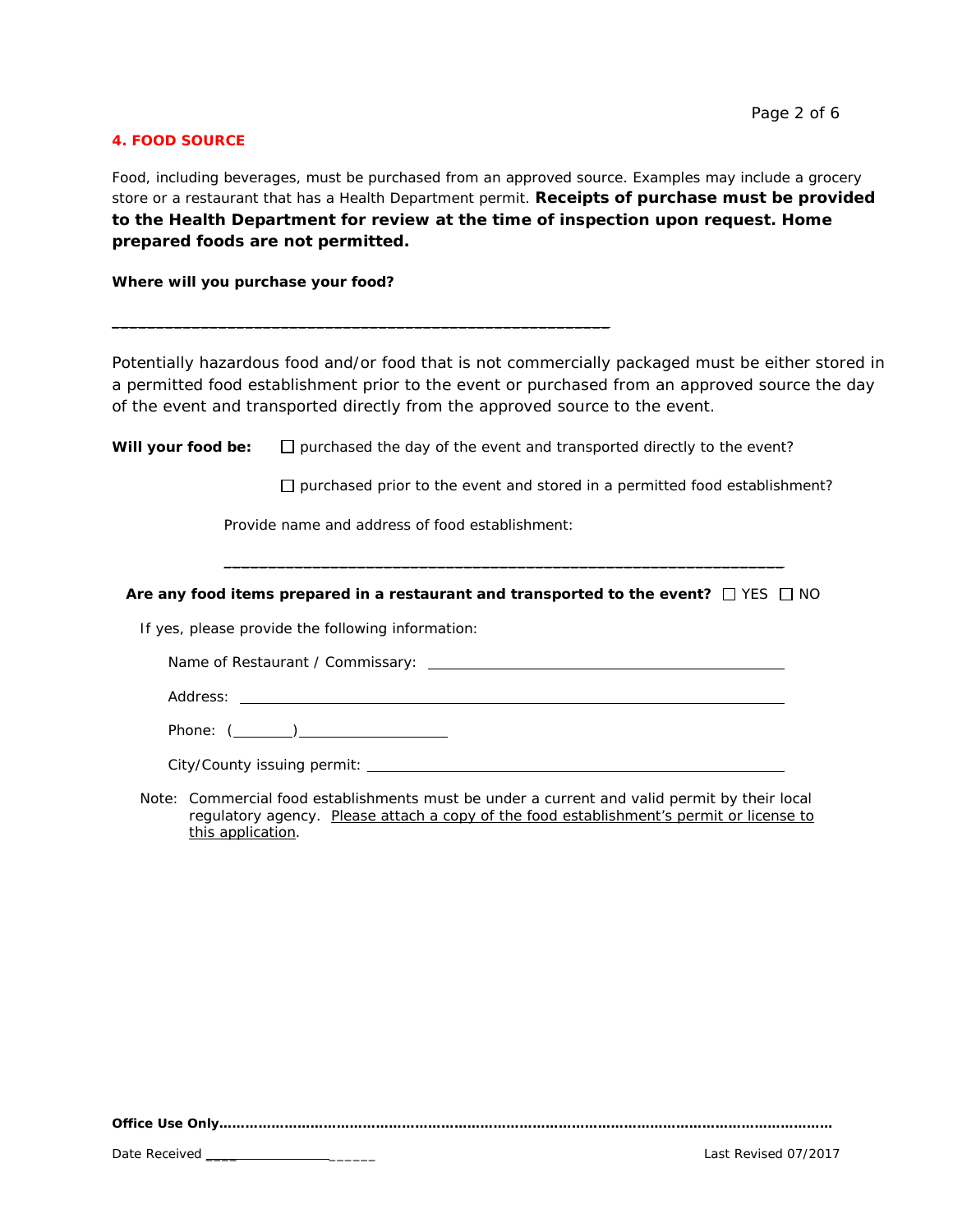## 4. FOOD SOURCE

Food, including beverages, must be purchased from an approved source. Examples may include a grocery store or a restaurant that has a Health Department permit. **Receipts of purchase must be provided to the Health Department for review at the time of inspection upon request. Home prepared foods are not permitted.**

**Where will you purchase your food?**

_______________________________________________________________

Potentially hazardous food and/or food that is not commercially packaged must be either stored in a permitted food establishment prior to the event or purchased from an approved source the day of the event and transported directly from the approved source to the event.

**Will your food be:** ☐ purchased the day of the event and transported directly to the event?

☐ purchased prior to the event and stored in a permitted food establishment?

Provide name and address of food establishment:

_______________________________________________________________

**Are any food items prepared in a restaurant and transported to the event?** ☐ YES ☐ NO

If yes, please provide the following information:

Name of Restaurant / Commissary: ____________________________________________

Address: ____________________________________________________________

Phone: (________)____________________

City/County issuing permit: ____________________________________________

Note: Commercial food establishments must be under a current and valid permit by their local regulatory agency. Please attach a copy of the food establishment's permit or license to this application.

**Office Use Only**……………………………………………………………………………………………………………

Date Received ______________________

Last Revised 07/2017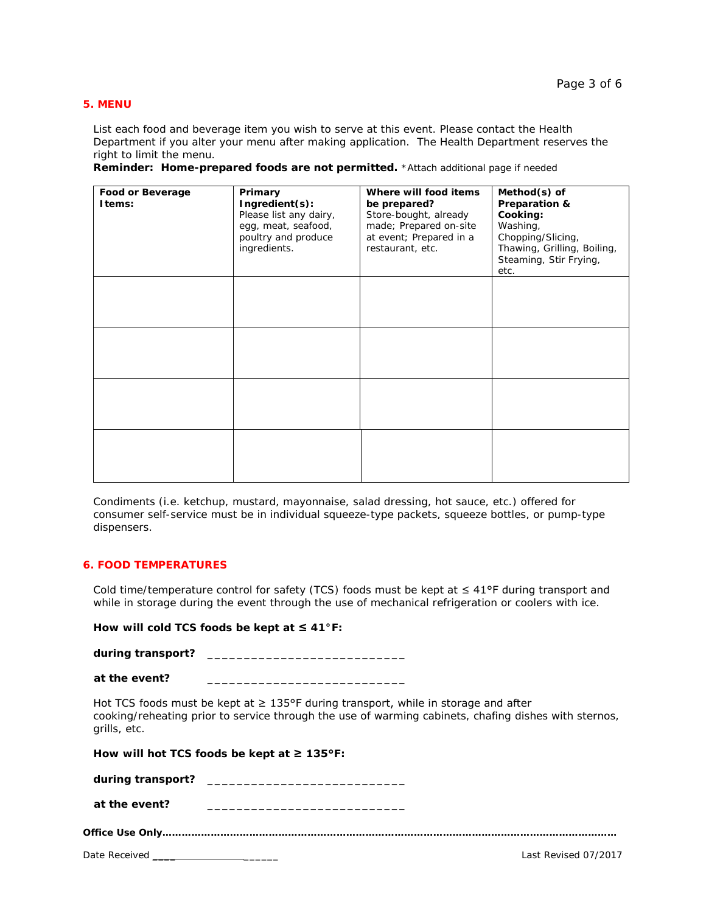## 5. MENU

List each food and beverage item you wish to serve at this event. Please contact the Health Department if you alter your menu after making application. The Health Department reserves the right to limit the menu.

**Reminder: Home-prepared foods are not permitted.** *Attach additional page if needed

| **Food or Beverage Items:** | **Primary Ingredient(s):** Please list any dairy, egg, meat, seafood, poultry and produce ingredients. | **Where will food items be prepared?** Store-bought, already made; Prepared on-site at event; Prepared in a restaurant, etc. | **Method(s) of Preparation & Cooking:** Washing, Chopping/Slicing, Thawing, Grilling, Boiling, Steaming, Stir Frying, etc. |
|---|---|---|---|
| | | | |
| | | | |
| | | | |
| | | | |

Condiments (i.e. ketchup, mustard, mayonnaise, salad dressing, hot sauce, etc.) offered for consumer self-service must be in individual squeeze-type packets, squeeze bottles, or pump-type dispensers.

## 6. FOOD TEMPERATURES

Cold time/temperature control for safety (TCS) foods must be kept at ≤ 41°F during transport and while in storage during the event through the use of mechanical refrigeration or coolers with ice.

**How will cold TCS foods be kept at ≤ 41°F:**

**during transport?** ___________________________

**at the event?** ___________________________

Hot TCS foods must be kept at ≥ 135°F during transport, while in storage and after cooking/reheating prior to service through the use of warming cabinets, chafing dishes with sternos, grills, etc.

**How will hot TCS foods be kept at ≥ 135°F:**

**during transport?** ___________________________

**at the event?** ___________________________

**Office Use Only**……………………………………………………………………………………………………………………

Date Received ________________________

Last Revised 07/2017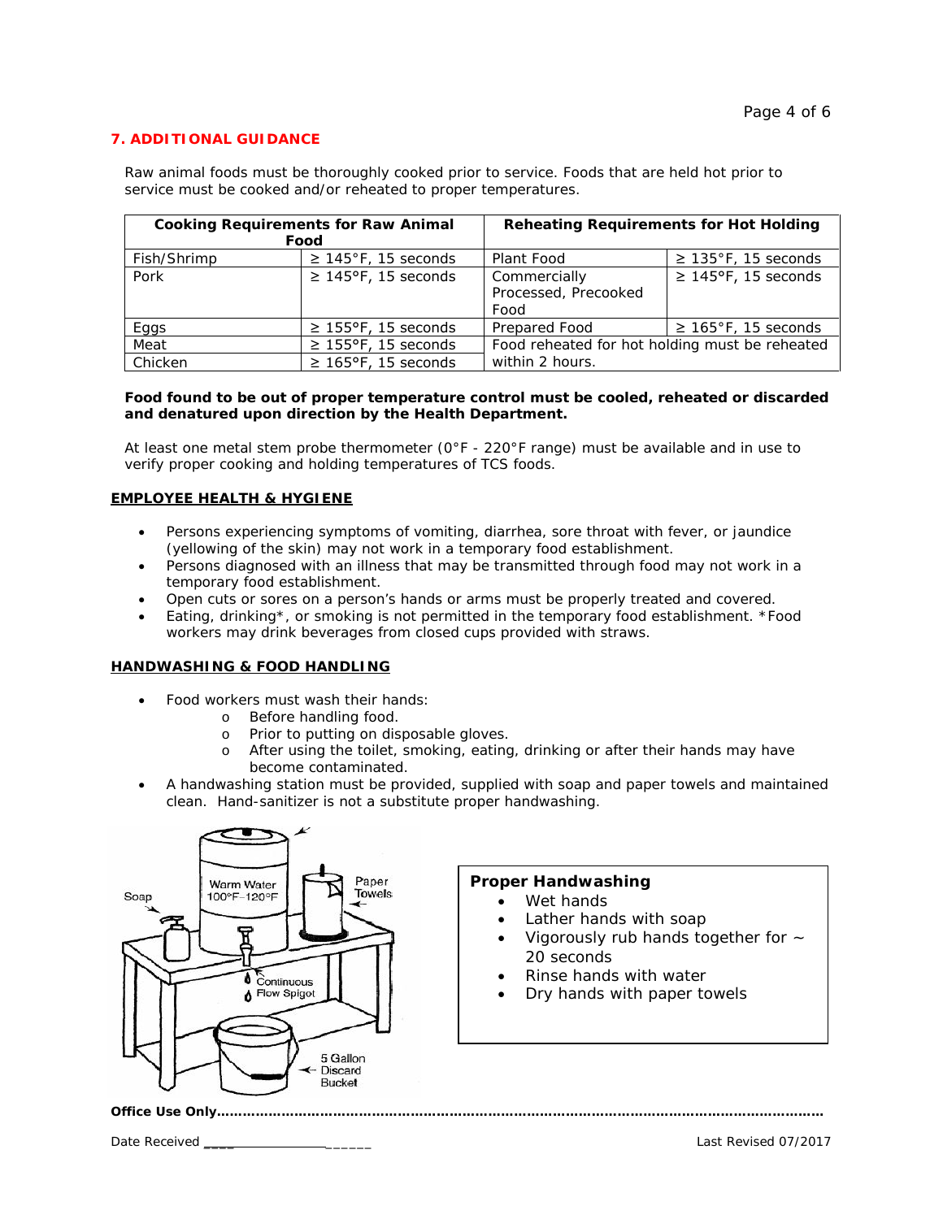## 7. ADDITIONAL GUIDANCE

Raw animal foods must be thoroughly cooked prior to service. Foods that are held hot prior to service must be cooked and/or reheated to proper temperatures.

| Cooking Requirements for Raw Animal Food | | Reheating Requirements for Hot Holding | |
|---|---|---|---|
| Fish/Shrimp | ≥ 145°F, 15 seconds | Plant Food | ≥ 135°F, 15 seconds |
| Pork | ≥ 145°F, 15 seconds | Commercially Processed, Precooked Food | ≥ 145°F, 15 seconds |
| Eggs | ≥ 155°F, 15 seconds | Prepared Food | ≥ 165°F, 15 seconds |
| Meat | ≥ 155°F, 15 seconds | Food reheated for hot holding must be reheated within 2 hours. | |
| Chicken | ≥ 165°F, 15 seconds | | |

**Food found to be out of proper temperature control must be cooled, reheated or discarded and denatured upon direction by the Health Department.**

At least one metal stem probe thermometer (0°F - 220°F range) must be available and in use to verify proper cooking and holding temperatures of TCS foods.

### EMPLOYEE HEALTH & HYGIENE

- Persons experiencing symptoms of vomiting, diarrhea, sore throat with fever, or jaundice (yellowing of the skin) may not work in a temporary food establishment.
- Persons diagnosed with an illness that may be transmitted through food may not work in a temporary food establishment.
- Open cuts or sores on a person's hands or arms must be properly treated and covered.
- Eating, drinking*, or smoking is not permitted in the temporary food establishment. *Food workers may drink beverages from closed cups provided with straws.

### HANDWASHING & FOOD HANDLING

- Food workers must wash their hands:
  - Before handling food.
  - Prior to putting on disposable gloves.
  - After using the toilet, smoking, eating, drinking or after their hands may have become contaminated.
- A handwashing station must be provided, supplied with soap and paper towels and maintained clean. Hand-sanitizer is not a substitute proper handwashing.

Soap | Warm Water 100°F–120°F | Paper Towels | Continuous Flow Spigot | 5 Gallon Discard Bucket

**Proper Handwashing**

- Wet hands
- Lather hands with soap
- Vigorously rub hands together for ~ 20 seconds
- Rinse hands with water
- Dry hands with paper towels

**Office Use Only**……………………………………………………………………………………………………………

Date Received ______________________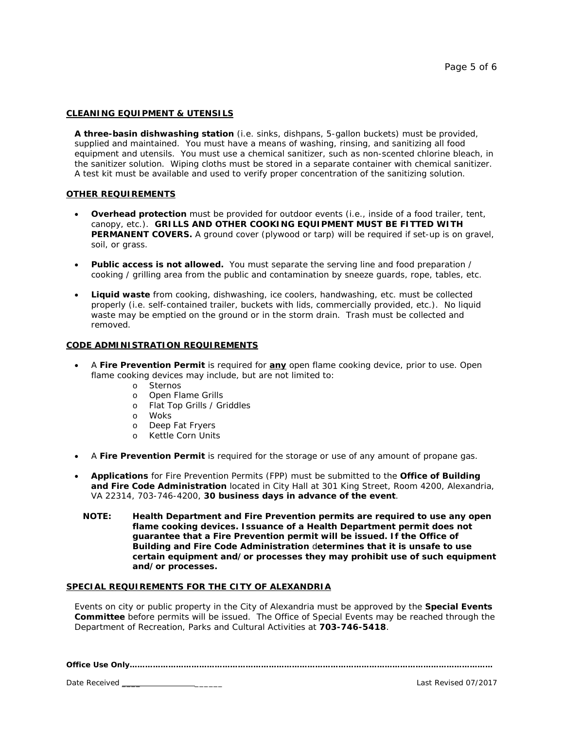## CLEANING EQUIPMENT & UTENSILS

**A three-basin dishwashing station** (i.e. sinks, dishpans, 5-gallon buckets) must be provided, supplied and maintained. You must have a means of washing, rinsing, and sanitizing all food equipment and utensils. You must use a chemical sanitizer, such as non-scented chlorine bleach, in the sanitizer solution. Wiping cloths must be stored in a separate container with chemical sanitizer. A test kit must be available and used to verify proper concentration of the sanitizing solution.

## OTHER REQUIREMENTS

- **Overhead protection** must be provided for outdoor events (i.e., inside of a food trailer, tent, canopy, etc.). **GRILLS AND OTHER COOKING EQUIPMENT MUST BE FITTED WITH PERMANENT COVERS.** A ground cover (plywood or tarp) will be required if set-up is on gravel, soil, or grass.

- **Public access is not allowed.** You must separate the serving line and food preparation / cooking / grilling area from the public and contamination by sneeze guards, rope, tables, etc.

- **Liquid waste** from cooking, dishwashing, ice coolers, handwashing, etc. must be collected properly (i.e. self-contained trailer, buckets with lids, commercially provided, etc.). No liquid waste may be emptied on the ground or in the storm drain. Trash must be collected and removed.

## CODE ADMINISTRATION REQUIREMENTS

- A **Fire Prevention Permit** is required for <u>**any**</u> open flame cooking device, prior to use. Open flame cooking devices may include, but are not limited to:
  - Sternos
  - Open Flame Grills
  - Flat Top Grills / Griddles
  - Woks
  - Deep Fat Fryers
  - Kettle Corn Units

- A **Fire Prevention Permit** is required for the storage or use of any amount of propane gas.

- **Applications** for Fire Prevention Permits (FPP) must be submitted to the **Office of Building and Fire Code Administration** located in City Hall at 301 King Street, Room 4200, Alexandria, VA 22314, 703-746-4200, **30 business days in advance of the event**.

**NOTE: Health Department and Fire Prevention permits are required to use any open flame cooking devices. Issuance of a Health Department permit does not guarantee that a Fire Prevention permit will be issued. If the Office of Building and Fire Code Administration determines that it is unsafe to use certain equipment and/or processes they may prohibit use of such equipment and/or processes.**

## SPECIAL REQUIREMENTS FOR THE CITY OF ALEXANDRIA

Events on city or public property in the City of Alexandria must be approved by the **Special Events Committee** before permits will be issued. The Office of Special Events may be reached through the Department of Recreation, Parks and Cultural Activities at **703-746-5418**.

**Office Use Only………………………………………………………………………………………………………………………………**

Date Received ________________________ Last Revised 07/2017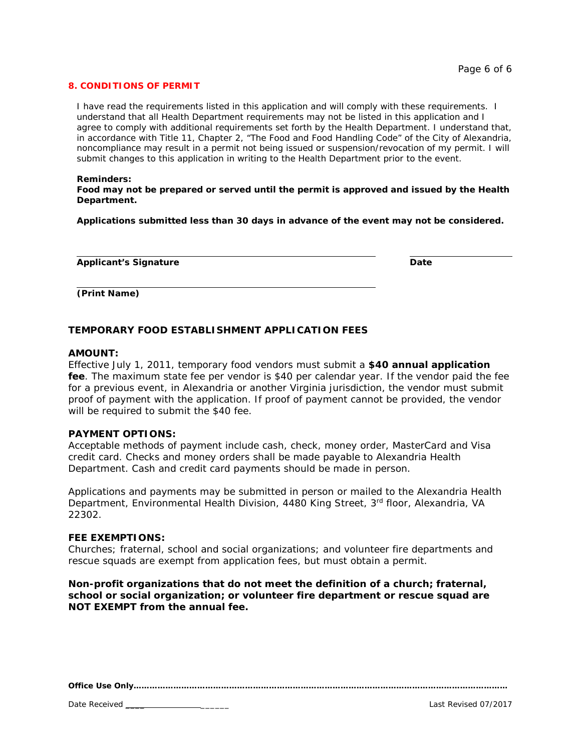## 8. CONDITIONS OF PERMIT

I have read the requirements listed in this application and will comply with these requirements. I understand that all Health Department requirements may not be listed in this application and I agree to comply with additional requirements set forth by the Health Department. I understand that, in accordance with Title 11, Chapter 2, "The Food and Food Handling Code" of the City of Alexandria, noncompliance may result in a permit not being issued or suspension/revocation of my permit. I will submit changes to this application in writing to the Health Department prior to the event.

**Reminders:**
**Food may not be prepared or served until the permit is approved and issued by the Health Department.**

**Applications submitted less than 30 days in advance of the event may not be considered.**

______________________________________________ ________________
**Applicant's Signature** **Date**

______________________________________________
**(Print Name)**

## TEMPORARY FOOD ESTABLISHMENT APPLICATION FEES

**AMOUNT:**
Effective July 1, 2011, temporary food vendors must submit a **$40 annual application fee**. The maximum state fee per vendor is $40 per calendar year. If the vendor paid the fee for a previous event, in Alexandria or another Virginia jurisdiction, the vendor must submit proof of payment with the application. If proof of payment cannot be provided, the vendor will be required to submit the $40 fee.

**PAYMENT OPTIONS:**
Acceptable methods of payment include cash, check, money order, MasterCard and Visa credit card. Checks and money orders shall be made payable to Alexandria Health Department. Cash and credit card payments should be made in person.

Applications and payments may be submitted in person or mailed to the Alexandria Health Department, Environmental Health Division, 4480 King Street, 3rd floor, Alexandria, VA 22302.

**FEE EXEMPTIONS:**
Churches; fraternal, school and social organizations; and volunteer fire departments and rescue squads are exempt from application fees, but must obtain a permit.

**Non-profit organizations that do not meet the definition of a church; fraternal, school or social organization; or volunteer fire department or rescue squad are NOT EXEMPT from the annual fee.**

**Office Use Only**……………………………………………………………………………………………………………………………

Date Received ____________________________

Last Revised 07/2017